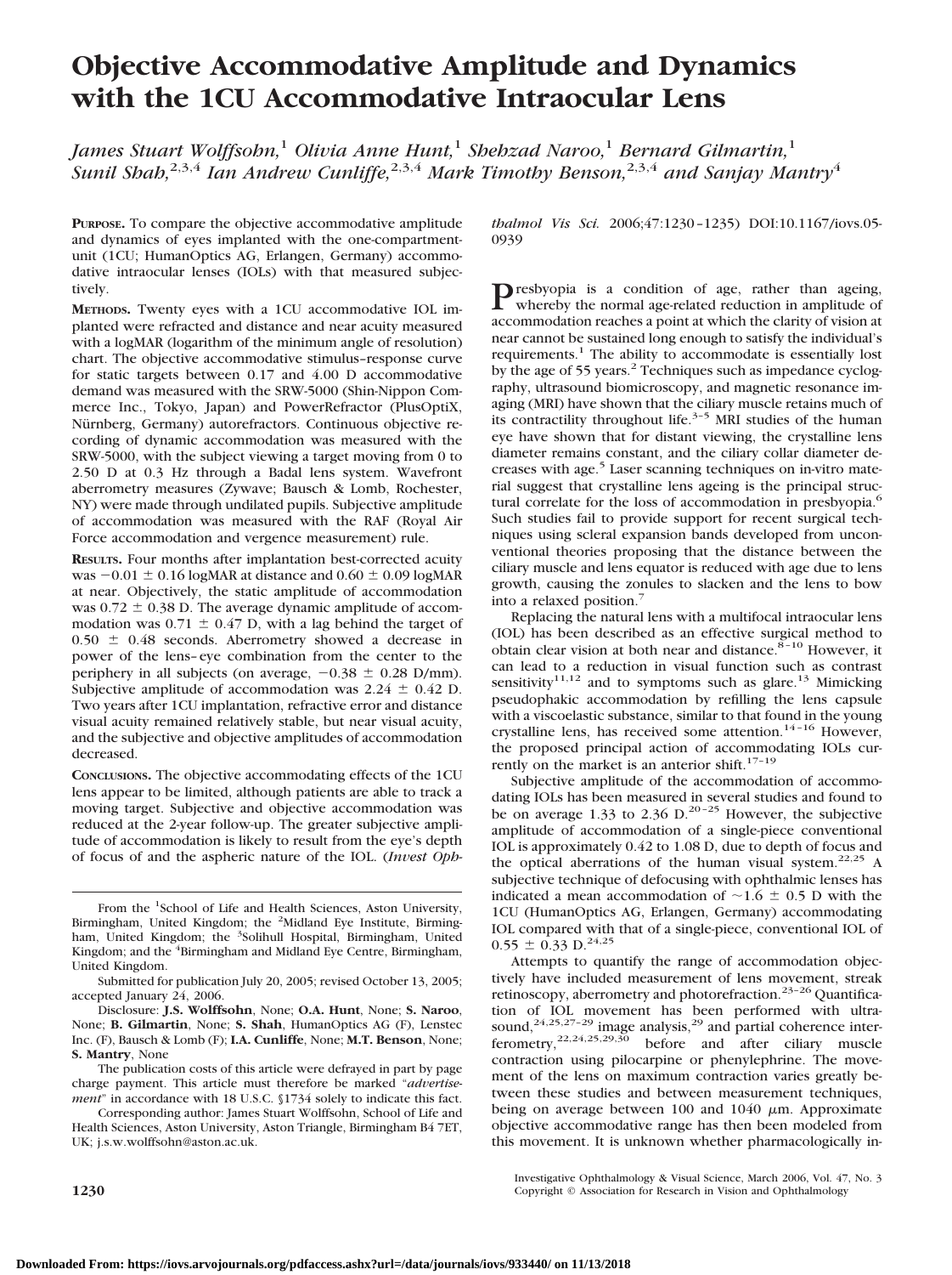# Objective Accommodative Amplitude and Dynamics with the 1CU Accommodative Intraocular Lens

*James Stuart Wolffsohn,*[1] *Olivia Anne Hunt,*[1] *Shehzad Naroo,*[1] *Bernard Gilmartin,*[1] *Sunil Shah,*[2,3,4] *Ian Andrew Cunliffe,*[2,3,4] *Mark Timothy Benson,*[2,3,4] *and Sanjay Mantry*[4]

**Purpose.** To compare the objective accommodative amplitude and dynamics of eyes implanted with the one-compartment-unit (1CU; HumanOptics AG, Erlangen, Germany) accommodative intraocular lenses (IOLs) with that measured subjectively.

**Methods.** Twenty eyes with a 1CU accommodative IOL implanted were refracted and distance and near acuity measured with a logMAR (logarithm of the minimum angle of resolution) chart. The objective accommodative stimulus–response curve for static targets between 0.17 and 4.00 D accommodative demand was measured with the SRW-5000 (Shin-Nippon Commerce Inc., Tokyo, Japan) and PowerRefractor (PlusOptiX, Nürnberg, Germany) autorefractors. Continuous objective recording of dynamic accommodation was measured with the SRW-5000, with the subject viewing a target moving from 0 to 2.50 D at 0.3 Hz through a Badal lens system. Wavefront aberrometry measures (Zywave; Bausch & Lomb, Rochester, NY) were made through undilated pupils. Subjective amplitude of accommodation was measured with the RAF (Royal Air Force accommodation and vergence measurement) rule.

**Results.** Four months after implantation best-corrected acuity was $-0.01 \pm 0.16$ logMAR at distance and $0.60 \pm 0.09$ logMAR at near. Objectively, the static amplitude of accommodation was $0.72 \pm 0.38$ D. The average dynamic amplitude of accommodation was $0.71 \pm 0.47$ D, with a lag behind the target of $0.50 \pm 0.48$ seconds. Aberrometry showed a decrease in power of the lens–eye combination from the center to the periphery in all subjects (on average, $-0.38 \pm 0.28$ D/mm). Subjective amplitude of accommodation was $2.24 \pm 0.42$ D. Two years after 1CU implantation, refractive error and distance visual acuity remained relatively stable, but near visual acuity, and the subjective and objective amplitudes of accommodation decreased.

**Conclusions.** The objective accommodating effects of the 1CU lens appear to be limited, although patients are able to track a moving target. Subjective and objective accommodation was reduced at the 2-year follow-up. The greater subjective amplitude of accommodation is likely to result from the eye's depth of focus of and the aspheric nature of the IOL. (*Invest Ophthalmol Vis Sci.* 2006;47:1230–1235) DOI:10.1167/iovs.05-0939

Presbyopia is a condition of age, rather than ageing, whereby the normal age-related reduction in amplitude of accommodation reaches a point at which the clarity of vision at near cannot be sustained long enough to satisfy the individual's requirements.[1] The ability to accommodate is essentially lost by the age of 55 years.[2] Techniques such as impedance cyclography, ultrasound biomicroscopy, and magnetic resonance imaging (MRI) have shown that the ciliary muscle retains much of its contractility throughout life.[3–5] MRI studies of the human eye have shown that for distant viewing, the crystalline lens diameter remains constant, and the ciliary collar diameter decreases with age.[5] Laser scanning techniques on in-vitro material suggest that crystalline lens ageing is the principal structural correlate for the loss of accommodation in presbyopia.[6] Such studies fail to provide support for recent surgical techniques using scleral expansion bands developed from unconventional theories proposing that the distance between the ciliary muscle and lens equator is reduced with age due to lens growth, causing the zonules to slacken and the lens to bow into a relaxed position.[7]

Replacing the natural lens with a multifocal intraocular lens (IOL) has been described as an effective surgical method to obtain clear vision at both near and distance.[8–10] However, it can lead to a reduction in visual function such as contrast sensitivity[11,12] and to symptoms such as glare.[13] Mimicking pseudophakic accommodation by refilling the lens capsule with a viscoelastic substance, similar to that found in the young crystalline lens, has received some attention.[14–16] However, the proposed principal action of accommodating IOLs currently on the market is an anterior shift.[17–19]

Subjective amplitude of the accommodation of accommodating IOLs has been measured in several studies and found to be on average 1.33 to 2.36 D.[20–25] However, the subjective amplitude of accommodation of a single-piece conventional IOL is approximately 0.42 to 1.08 D, due to depth of focus and the optical aberrations of the human visual system.[22,25] A subjective technique of defocusing with ophthalmic lenses has indicated a mean accommodation of $\sim 1.6 \pm 0.5$ D with the 1CU (HumanOptics AG, Erlangen, Germany) accommodating IOL compared with that of a single-piece, conventional IOL of $0.55 \pm 0.33$ D.[24,25]

Attempts to quantify the range of accommodation objectively have included measurement of lens movement, streak retinoscopy, aberrometry and photorefraction.[23–26] Quantification of IOL movement has been performed with ultrasound,[24,25,27–29] image analysis,[29] and partial coherence interferometry,[22,24,25,29,30] before and after ciliary muscle contraction using pilocarpine or phenylephrine. The movement of the lens on maximum contraction varies greatly between these studies and between measurement techniques, being on average between 100 and 1040 μm. Approximate objective accommodative range has then been modeled from this movement. It is unknown whether pharmacologically in-

From the [1]School of Life and Health Sciences, Aston University, Birmingham, United Kingdom; the [2]Midland Eye Institute, Birmingham, United Kingdom; the [3]Solihull Hospital, Birmingham, United Kingdom; and the [4]Birmingham and Midland Eye Centre, Birmingham, United Kingdom.

Submitted for publication July 20, 2005; revised October 13, 2005; accepted January 24, 2006.

Disclosure: **J.S. Wolffsohn**, None; **O.A. Hunt**, None; **S. Naroo**, None; **B. Gilmartin**, None; **S. Shah**, HumanOptics AG (F), Lenstec Inc. (F), Bausch & Lomb (F); **I.A. Cunliffe**, None; **M.T. Benson**, None; **S. Mantry**, None

The publication costs of this article were defrayed in part by page charge payment. This article must therefore be marked "*advertisement*" in accordance with 18 U.S.C. §1734 solely to indicate this fact.

Corresponding author: James Stuart Wolffsohn, School of Life and Health Sciences, Aston University, Aston Triangle, Birmingham B4 7ET, UK; j.s.w.wolffsohn@aston.ac.uk.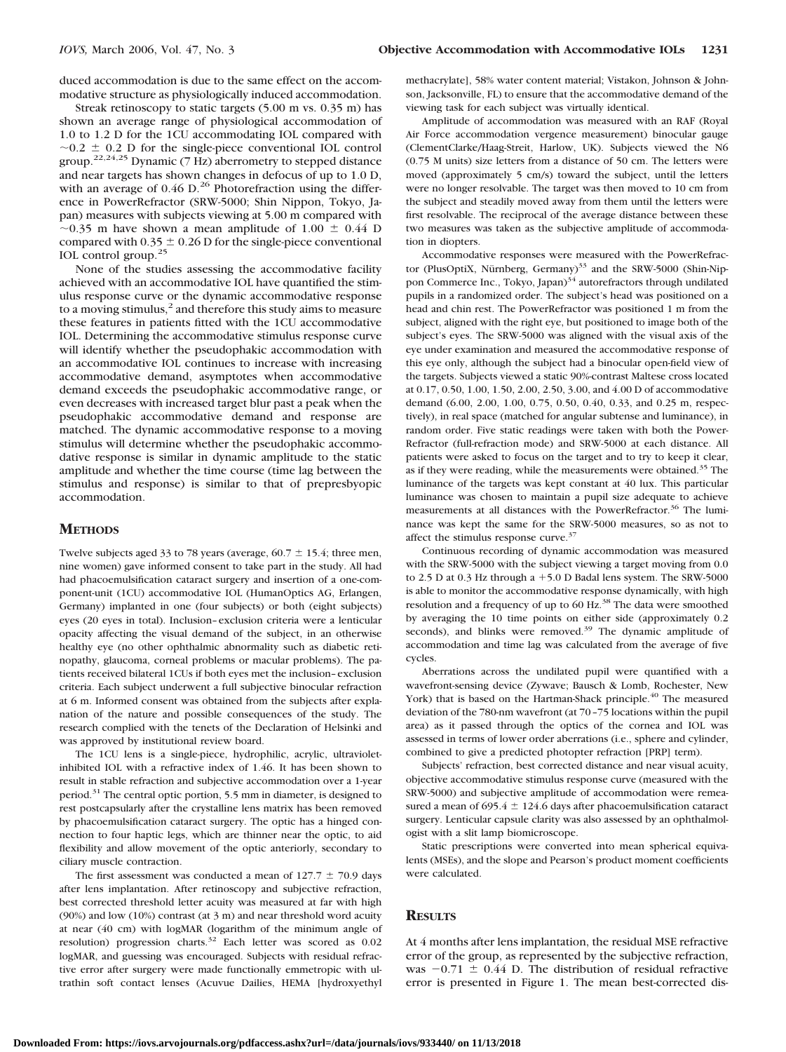duced accommodation is due to the same effect on the accommodative structure as physiologically induced accommodation.

Streak retinoscopy to static targets (5.00 m vs. 0.35 m) has shown an average range of physiological accommodation of 1.0 to 1.2 D for the 1CU accommodating IOL compared with ~0.2 ± 0.2 D for the single-piece conventional IOL control group.[22,24,25] Dynamic (7 Hz) aberrometry to stepped distance and near targets has shown changes in defocus of up to 1.0 D, with an average of 0.46 D.[26] Photorefraction using the difference in PowerRefractor (SRW-5000; Shin Nippon, Tokyo, Japan) measures with subjects viewing at 5.00 m compared with ~0.35 m have shown a mean amplitude of 1.00 ± 0.44 D compared with 0.35 ± 0.26 D for the single-piece conventional IOL control group.[25]

None of the studies assessing the accommodative facility achieved with an accommodative IOL have quantified the stimulus response curve or the dynamic accommodative response to a moving stimulus,[2] and therefore this study aims to measure these features in patients fitted with the 1CU accommodative IOL. Determining the accommodative stimulus response curve will identify whether the pseudophakic accommodation with an accommodative IOL continues to increase with increasing accommodative demand, asymptotes when accommodative demand exceeds the pseudophakic accommodative range, or even decreases with increased target blur past a peak when the pseudophakic accommodative demand and response are matched. The dynamic accommodative response to a moving stimulus will determine whether the pseudophakic accommodative response is similar in dynamic amplitude to the static amplitude and whether the time course (time lag between the stimulus and response) is similar to that of prepresbyopic accommodation.

## Methods

Twelve subjects aged 33 to 78 years (average, 60.7 ± 15.4; three men, nine women) gave informed consent to take part in the study. All had had phacoemulsification cataract surgery and insertion of a one-component-unit (1CU) accommodative IOL (HumanOptics AG, Erlangen, Germany) implanted in one (four subjects) or both (eight subjects) eyes (20 eyes in total). Inclusion–exclusion criteria were a lenticular opacity affecting the visual demand of the subject, in an otherwise healthy eye (no other ophthalmic abnormality such as diabetic retinopathy, glaucoma, corneal problems or macular problems). The patients received bilateral 1CUs if both eyes met the inclusion–exclusion criteria. Each subject underwent a full subjective binocular refraction at 6 m. Informed consent was obtained from the subjects after explanation of the nature and possible consequences of the study. The research complied with the tenets of the Declaration of Helsinki and was approved by institutional review board.

The 1CU lens is a single-piece, hydrophilic, acrylic, ultraviolet-inhibited IOL with a refractive index of 1.46. It has been shown to result in stable refraction and subjective accommodation over a 1-year period.[31] The central optic portion, 5.5 mm in diameter, is designed to rest postcapsularly after the crystalline lens matrix has been removed by phacoemulsification cataract surgery. The optic has a hinged connection to four haptic legs, which are thinner near the optic, to aid flexibility and allow movement of the optic anteriorly, secondary to ciliary muscle contraction.

The first assessment was conducted a mean of 127.7 ± 70.9 days after lens implantation. After retinoscopy and subjective refraction, best corrected threshold letter acuity was measured at far with high (90%) and low (10%) contrast (at 3 m) and near threshold word acuity at near (40 cm) with logMAR (logarithm of the minimum angle of resolution) progression charts.[32] Each letter was scored as 0.02 logMAR, and guessing was encouraged. Subjects with residual refractive error after surgery were made functionally emmetropic with ultrathin soft contact lenses (Acuvue Dailies, HEMA [hydroxyethyl methacrylate], 58% water content material; Vistakon, Johnson & Johnson, Jacksonville, FL) to ensure that the accommodative demand of the viewing task for each subject was virtually identical.

Amplitude of accommodation was measured with an RAF (Royal Air Force accommodation vergence measurement) binocular gauge (ClementClarke/Haag-Streit, Harlow, UK). Subjects viewed the N6 (0.75 M units) size letters from a distance of 50 cm. The letters were moved (approximately 5 cm/s) toward the subject, until the letters were no longer resolvable. The target was then moved to 10 cm from the subject and steadily moved away from them until the letters were first resolvable. The reciprocal of the average distance between these two measures was taken as the subjective amplitude of accommodation in diopters.

Accommodative responses were measured with the PowerRefractor (PlusOptiX, Nürnberg, Germany)[33] and the SRW-5000 (Shin-Nippon Commerce Inc., Tokyo, Japan)[34] autorefractors through undilated pupils in a randomized order. The subject's head was positioned on a head and chin rest. The PowerRefractor was positioned 1 m from the subject, aligned with the right eye, but positioned to image both of the subject's eyes. The SRW-5000 was aligned with the visual axis of the eye under examination and measured the accommodative response of this eye only, although the subject had a binocular open-field view of the targets. Subjects viewed a static 90%-contrast Maltese cross located at 0.17, 0.50, 1.00, 1.50, 2.00, 2.50, 3.00, and 4.00 D of accommodative demand (6.00, 2.00, 1.00, 0.75, 0.50, 0.40, 0.33, and 0.25 m, respectively), in real space (matched for angular subtense and luminance), in random order. Five static readings were taken with both the PowerRefractor (full-refraction mode) and SRW-5000 at each distance. All patients were asked to focus on the target and to try to keep it clear, as if they were reading, while the measurements were obtained.[35] The luminance of the targets was kept constant at 40 lux. This particular luminance was chosen to maintain a pupil size adequate to achieve measurements at all distances with the PowerRefractor.[36] The luminance was kept the same for the SRW-5000 measures, so as not to affect the stimulus response curve.[37]

Continuous recording of dynamic accommodation was measured with the SRW-5000 with the subject viewing a target moving from 0.0 to 2.5 D at 0.3 Hz through a +5.0 D Badal lens system. The SRW-5000 is able to monitor the accommodative response dynamically, with high resolution and a frequency of up to 60 Hz.[38] The data were smoothed by averaging the 10 time points on either side (approximately 0.2 seconds), and blinks were removed.[39] The dynamic amplitude of accommodation and time lag was calculated from the average of five cycles.

Aberrations across the undilated pupil were quantified with a wavefront-sensing device (Zywave; Bausch & Lomb, Rochester, New York) that is based on the Hartman-Shack principle.[40] The measured deviation of the 780-nm wavefront (at 70–75 locations within the pupil area) as it passed through the optics of the cornea and IOL was assessed in terms of lower order aberrations (i.e., sphere and cylinder, combined to give a predicted photopter refraction [PRP] term).

Subjects' refraction, best corrected distance and near visual acuity, objective accommodative stimulus response curve (measured with the SRW-5000) and subjective amplitude of accommodation were remeasured a mean of 695.4 ± 124.6 days after phacoemulsification cataract surgery. Lenticular capsule clarity was also assessed by an ophthalmologist with a slit lamp biomicroscope.

Static prescriptions were converted into mean spherical equivalents (MSEs), and the slope and Pearson's product moment coefficients were calculated.

## Results

At 4 months after lens implantation, the residual MSE refractive error of the group, as represented by the subjective refraction, was −0.71 ± 0.44 D. The distribution of residual refractive error is presented in Figure 1. The mean best-corrected dis-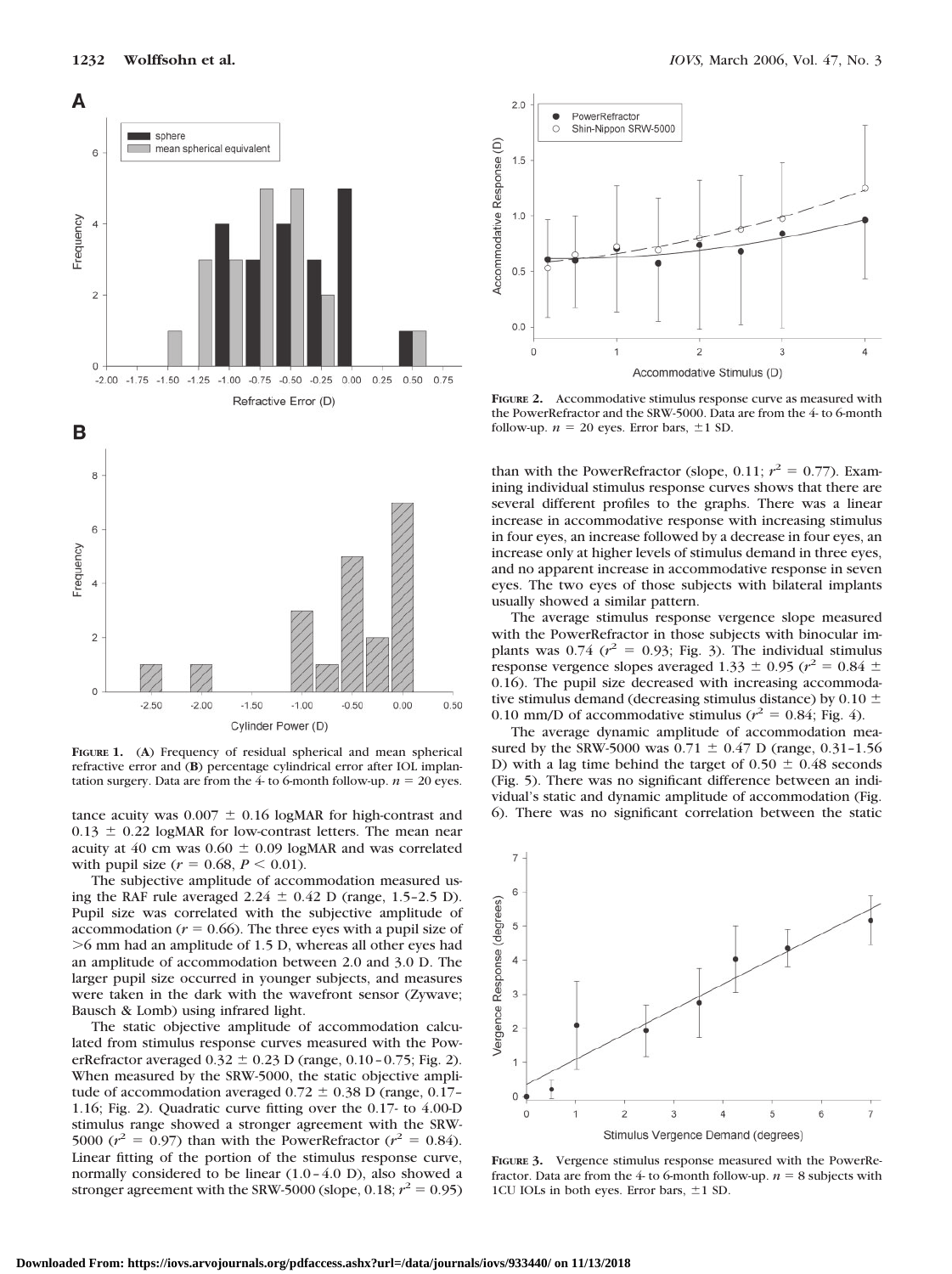**Figure 1.** (**A**) Frequency of residual spherical and mean spherical refractive error and (**B**) percentage cylindrical error after IOL implantation surgery. Data are from the 4- to 6-month follow-up. $n = 20$ eyes.

tance acuity was $0.007 \pm 0.16$ logMAR for high-contrast and $0.13 \pm 0.22$ logMAR for low-contrast letters. The mean near acuity at 40 cm was $0.60 \pm 0.09$ logMAR and was correlated with pupil size ($r = 0.68$, $P < 0.01$).

The subjective amplitude of accommodation measured using the RAF rule averaged $2.24 \pm 0.42$ D (range, 1.5–2.5 D). Pupil size was correlated with the subjective amplitude of accommodation ($r = 0.66$). The three eyes with a pupil size of >6 mm had an amplitude of 1.5 D, whereas all other eyes had an amplitude of accommodation between 2.0 and 3.0 D. The larger pupil size occurred in younger subjects, and measures were taken in the dark with the wavefront sensor (Zywave; Bausch & Lomb) using infrared light.

The static objective amplitude of accommodation calculated from stimulus response curves measured with the PowerRefractor averaged $0.32 \pm 0.23$ D (range, 0.10–0.75; Fig. 2). When measured by the SRW-5000, the static objective amplitude of accommodation averaged $0.72 \pm 0.38$ D (range, 0.17–1.16; Fig. 2). Quadratic curve fitting over the 0.17- to 4.00-D stimulus range showed a stronger agreement with the SRW-5000 ($r^2 = 0.97$) than with the PowerRefractor ($r^2 = 0.84$). Linear fitting of the portion of the stimulus response curve, normally considered to be linear (1.0–4.0 D), also showed a stronger agreement with the SRW-5000 (slope, 0.18; $r^2 = 0.95$) than with the PowerRefractor (slope, 0.11; $r^2 = 0.77$). Examining individual stimulus response curves shows that there are several different profiles to the graphs. There was a linear increase in accommodative response with increasing stimulus in four eyes, an increase followed by a decrease in four eyes, an increase only at higher levels of stimulus demand in three eyes, and no apparent increase in accommodative response in seven eyes. The two eyes of those subjects with bilateral implants usually showed a similar pattern.

**Figure 2.** Accommodative stimulus response curve as measured with the PowerRefractor and the SRW-5000. Data are from the 4- to 6-month follow-up. $n = 20$ eyes. Error bars, ±1 SD.

The average stimulus response vergence slope measured with the PowerRefractor in those subjects with binocular implants was 0.74 ($r^2 = 0.93$; Fig. 3). The individual stimulus response vergence slopes averaged $1.33 \pm 0.95$ ($r^2 = 0.84 \pm 0.16$). The pupil size decreased with increasing accommodative stimulus demand (decreasing stimulus distance) by $0.10 \pm 0.10$ mm/D of accommodative stimulus ($r^2 = 0.84$; Fig. 4).

The average dynamic amplitude of accommodation measured by the SRW-5000 was $0.71 \pm 0.47$ D (range, 0.31–1.56 D) with a lag time behind the target of $0.50 \pm 0.48$ seconds (Fig. 5). There was no significant difference between an individual's static and dynamic amplitude of accommodation (Fig. 6). There was no significant correlation between the static

**Figure 3.** Vergence stimulus response measured with the PowerRefractor. Data are from the 4- to 6-month follow-up. $n = 8$ subjects with 1CU IOLs in both eyes. Error bars, ±1 SD.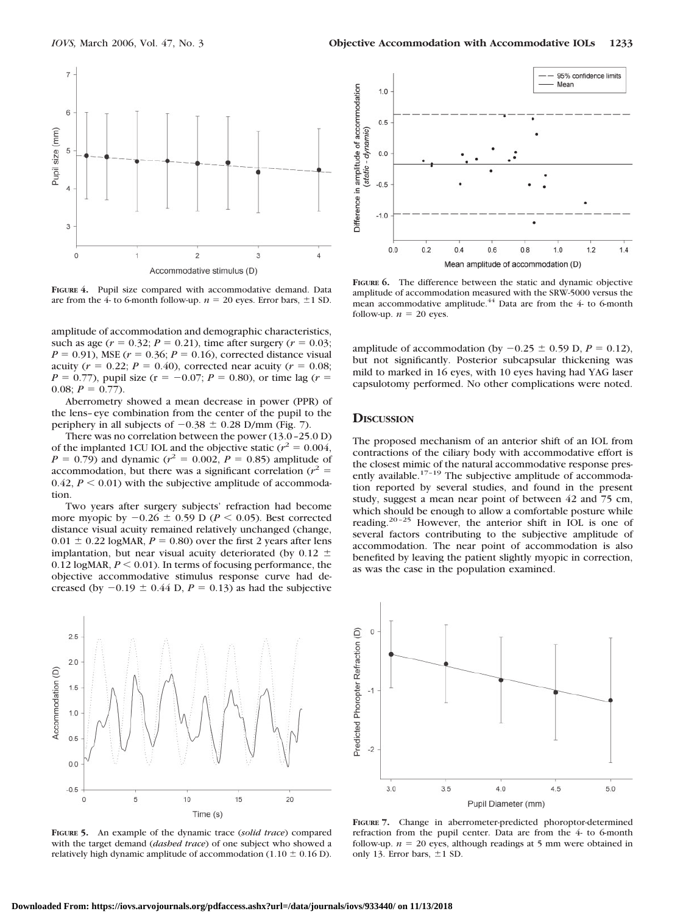FIGURE 4. Pupil size compared with accommodative demand. Data are from the 4- to 6-month follow-up. $n = 20$ eyes. Error bars, ±1 SD.

FIGURE 6. The difference between the static and dynamic objective amplitude of accommodation measured with the SRW-5000 versus the mean accommodative amplitude.[44] Data are from the 4- to 6-month follow-up. $n = 20$ eyes.

amplitude of accommodation and demographic characteristics, such as age ($r = 0.32$; $P = 0.21$), time after surgery ($r = 0.03$; $P = 0.91$), MSE ($r = 0.36$; $P = 0.16$), corrected distance visual acuity ($r = 0.22$; $P = 0.40$), corrected near acuity ($r = 0.08$; $P = 0.77$), pupil size ($r = -0.07$; $P = 0.80$), or time lag ($r = 0.08$; $P = 0.77$).

Aberrometry showed a mean decrease in power (PPR) of the lens–eye combination from the center of the pupil to the periphery in all subjects of $-0.38 \pm 0.28$ D/mm (Fig. 7).

There was no correlation between the power (13.0–25.0 D) of the implanted 1CU IOL and the objective static ($r^2 = 0.004$, $P = 0.79$) and dynamic ($r^2 = 0.002$, $P = 0.85$) amplitude of accommodation, but there was a significant correlation ($r^2 = 0.42$, $P < 0.01$) with the subjective amplitude of accommodation.

Two years after surgery subjects' refraction had become more myopic by $-0.26 \pm 0.59$ D ($P < 0.05$). Best corrected distance visual acuity remained relatively unchanged (change, $0.01 \pm 0.22$ logMAR, $P = 0.80$) over the first 2 years after lens implantation, but near visual acuity deteriorated (by $0.12 \pm 0.12$ logMAR, $P < 0.01$). In terms of focusing performance, the objective accommodative stimulus response curve had decreased (by $-0.19 \pm 0.44$ D, $P = 0.13$) as had the subjective amplitude of accommodation (by $-0.25 \pm 0.59$ D, $P = 0.12$), but not significantly. Posterior subcapsular thickening was mild to marked in 16 eyes, with 10 eyes having had YAG laser capsulotomy performed. No other complications were noted.

## DISCUSSION

The proposed mechanism of an anterior shift of an IOL from contractions of the ciliary body with accommodative effort is the closest mimic of the natural accommodative response presently available.[17–19] The subjective amplitude of accommodation reported by several studies, and found in the present study, suggest a mean near point of between 42 and 75 cm, which should be enough to allow a comfortable posture while reading.[20–25] However, the anterior shift in IOL is one of several factors contributing to the subjective amplitude of accommodation. The near point of accommodation is also benefited by leaving the patient slightly myopic in correction, as was the case in the population examined.

FIGURE 5. An example of the dynamic trace (*solid trace*) compared with the target demand (*dashed trace*) of one subject who showed a relatively high dynamic amplitude of accommodation ($1.10 \pm 0.16$ D).

FIGURE 7. Change in aberrometer-predicted phoroptor-determined refraction from the pupil center. Data are from the 4- to 6-month follow-up. $n = 20$ eyes, although readings at 5 mm were obtained in only 13. Error bars, ±1 SD.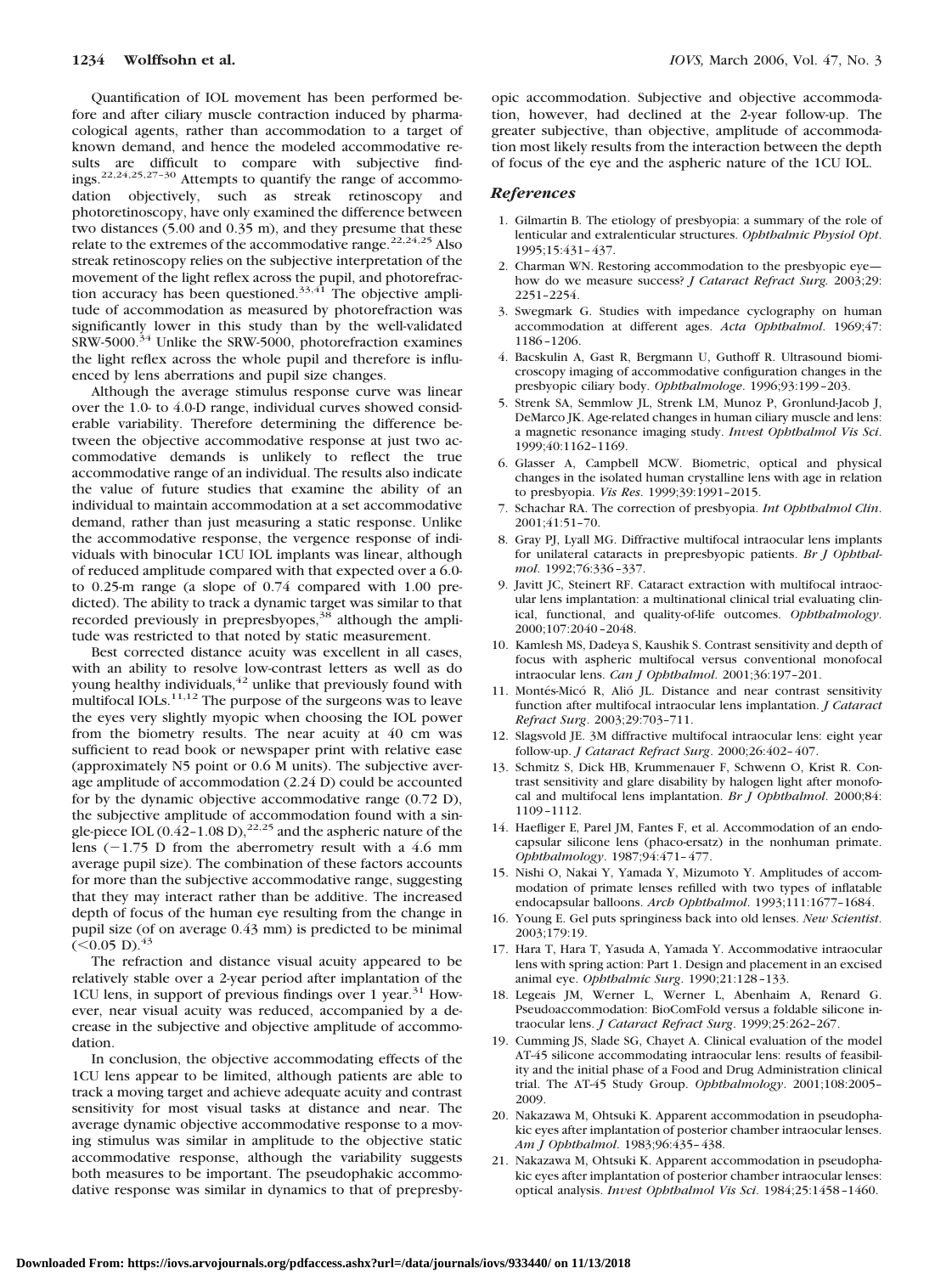Quantification of IOL movement has been performed before and after ciliary muscle contraction induced by pharmacological agents, rather than accommodation to a target of known demand, and hence the modeled accommodative results are difficult to compare with subjective findings.[22,24,25,27–30] Attempts to quantify the range of accommodation objectively, such as streak retinoscopy and photoretinoscopy, have only examined the difference between two distances (5.00 and 0.35 m), and they presume that these relate to the extremes of the accommodative range.[22,24,25] Also streak retinoscopy relies on the subjective interpretation of the movement of the light reflex across the pupil, and photorefraction accuracy has been questioned.[33,41] The objective amplitude of accommodation as measured by photorefraction was significantly lower in this study than by the well-validated SRW-5000.[34] Unlike the SRW-5000, photorefraction examines the light reflex across the whole pupil and therefore is influenced by lens aberrations and pupil size changes.

Although the average stimulus response curve was linear over the 1.0- to 4.0-D range, individual curves showed considerable variability. Therefore determining the difference between the objective accommodative response at just two accommodative demands is unlikely to reflect the true accommodative range of an individual. The results also indicate the value of future studies that examine the ability of an individual to maintain accommodation at a set accommodative demand, rather than just measuring a static response. Unlike the accommodative response, the vergence response of individuals with binocular 1CU IOL implants was linear, although of reduced amplitude compared with that expected over a 6.0- to 0.25-m range (a slope of 0.74 compared with 1.00 predicted). The ability to track a dynamic target was similar to that recorded previously in prepresbyopes,[38] although the amplitude was restricted to that noted by static measurement.

Best corrected distance acuity was excellent in all cases, with an ability to resolve low-contrast letters as well as do young healthy individuals,[42] unlike that previously found with multifocal IOLs.[11,12] The purpose of the surgeons was to leave the eyes very slightly myopic when choosing the IOL power from the biometry results. The near acuity at 40 cm was sufficient to read book or newspaper print with relative ease (approximately N5 point or 0.6 M units). The subjective average amplitude of accommodation (2.24 D) could be accounted for by the dynamic objective accommodative range (0.72 D), the subjective amplitude of accommodation found with a single-piece IOL (0.42–1.08 D),[22,25] and the aspheric nature of the lens (−1.75 D from the aberrometry result with a 4.6 mm average pupil size). The combination of these factors accounts for more than the subjective accommodative range, suggesting that they may interact rather than be additive. The increased depth of focus of the human eye resulting from the change in pupil size (of on average 0.43 mm) is predicted to be minimal (<0.05 D).[43]

The refraction and distance visual acuity appeared to be relatively stable over a 2-year period after implantation of the 1CU lens, in support of previous findings over 1 year.[31] However, near visual acuity was reduced, accompanied by a decrease in the subjective and objective amplitude of accommodation.

In conclusion, the objective accommodating effects of the 1CU lens appear to be limited, although patients are able to track a moving target and achieve adequate acuity and contrast sensitivity for most visual tasks at distance and near. The average dynamic objective accommodative response to a moving stimulus was similar in amplitude to the objective static accommodative response, although the variability suggests both measures to be important. The pseudophakic accommodative response was similar in dynamics to that of prepresbyopic accommodation. Subjective and objective accommodation, however, had declined at the 2-year follow-up. The greater subjective, than objective, amplitude of accommodation most likely results from the interaction between the depth of focus of the eye and the aspheric nature of the 1CU IOL.

## References

1. Gilmartin B. The etiology of presbyopia: a summary of the role of lenticular and extralenticular structures. *Ophthalmic Physiol Opt*. 1995;15:431–437.
2. Charman WN. Restoring accommodation to the presbyopic eye—how do we measure success? *J Cataract Refract Surg.* 2003;29: 2251–2254.
3. Swegmark G. Studies with impedance cyclography on human accommodation at different ages. *Acta Ophthalmol*. 1969;47: 1186–1206.
4. Bacskulin A, Gast R, Bergmann U, Guthoff R. Ultrasound biomicroscopy imaging of accommodative configuration changes in the presbyopic ciliary body. *Ophthalmologe*. 1996;93:199–203.
5. Strenk SA, Semmlow JL, Strenk LM, Munoz P, Gronlund-Jacob J, DeMarco JK. Age-related changes in human ciliary muscle and lens: a magnetic resonance imaging study. *Invest Ophthalmol Vis Sci*. 1999;40:1162–1169.
6. Glasser A, Campbell MCW. Biometric, optical and physical changes in the isolated human crystalline lens with age in relation to presbyopia. *Vis Res*. 1999;39:1991–2015.
7. Schachar RA. The correction of presbyopia. *Int Ophthalmol Clin*. 2001;41:51–70.
8. Gray PJ, Lyall MG. Diffractive multifocal intraocular lens implants for unilateral cataracts in prepresbyopic patients. *Br J Ophthalmol*. 1992;76:336–337.
9. Javitt JC, Steinert RF. Cataract extraction with multifocal intraocular lens implantation: a multinational clinical trial evaluating clinical, functional, and quality-of-life outcomes. *Ophthalmology*. 2000;107:2040–2048.
10. Kamlesh MS, Dadeya S, Kaushik S. Contrast sensitivity and depth of focus with aspheric multifocal versus conventional monofocal intraocular lens. *Can J Ophthalmol*. 2001;36:197–201.
11. Montés-Micó R, Alió JL. Distance and near contrast sensitivity function after multifocal intraocular lens implantation. *J Cataract Refract Surg*. 2003;29:703–711.
12. Slagsvold JE. 3M diffractive multifocal intraocular lens: eight year follow-up. *J Cataract Refract Surg*. 2000;26:402–407.
13. Schmitz S, Dick HB, Krummenauer F, Schwenn O, Krist R. Contrast sensitivity and glare disability by halogen light after monofocal and multifocal lens implantation. *Br J Ophthalmol*. 2000;84: 1109–1112.
14. Haefliger E, Parel JM, Fantes F, et al. Accommodation of an endocapsular silicone lens (phaco-ersatz) in the nonhuman primate. *Ophthalmology*. 1987;94:471–477.
15. Nishi O, Nakai Y, Yamada Y, Mizumoto Y. Amplitudes of accommodation of primate lenses refilled with two types of inflatable endocapsular balloons. *Arch Ophthalmol*. 1993;111:1677–1684.
16. Young E. Gel puts springiness back into old lenses. *New Scientist*. 2003;179:19.
17. Hara T, Hara T, Yasuda A, Yamada Y. Accommodative intraocular lens with spring action: Part 1. Design and placement in an excised animal eye. *Ophthalmic Surg*. 1990;21:128–133.
18. Legeais JM, Werner L, Werner L, Abenhaim A, Renard G. Pseudoaccommodation: BioComFold versus a foldable silicone intraocular lens. *J Cataract Refract Surg*. 1999;25:262–267.
19. Cumming JS, Slade SG, Chayet A. Clinical evaluation of the model AT-45 silicone accommodating intraocular lens: results of feasibility and the initial phase of a Food and Drug Administration clinical trial. The AT-45 Study Group. *Ophthalmology*. 2001;108:2005–2009.
20. Nakazawa M, Ohtsuki K. Apparent accommodation in pseudophakic eyes after implantation of posterior chamber intraocular lenses. *Am J Ophthalmol*. 1983;96:435–438.
21. Nakazawa M, Ohtsuki K. Apparent accommodation in pseudophakic eyes after implantation of posterior chamber intraocular lenses: optical analysis. *Invest Ophthalmol Vis Sci*. 1984;25:1458–1460.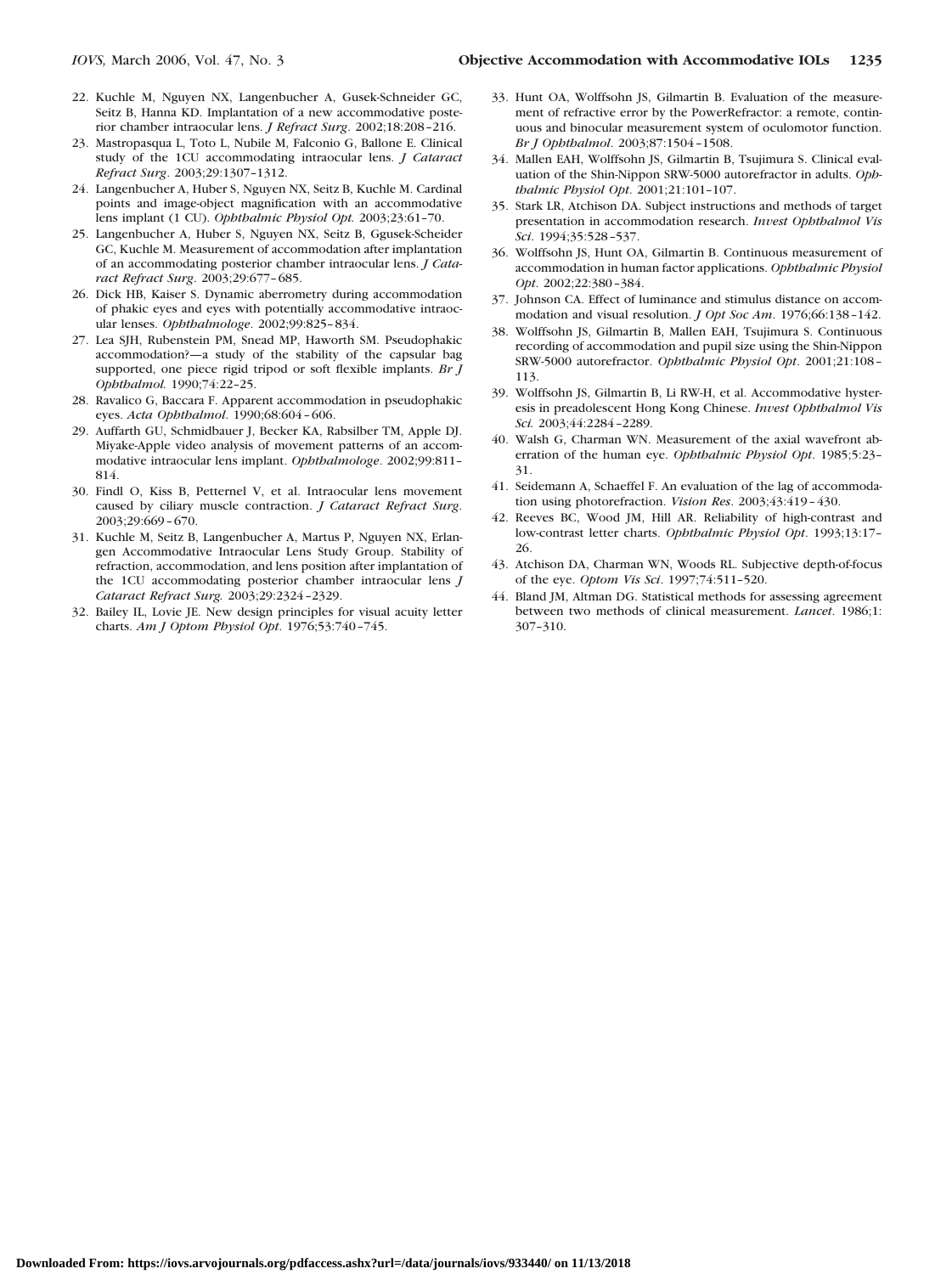22. Kuchle M, Nguyen NX, Langenbucher A, Gusek-Schneider GC, Seitz B, Hanna KD. Implantation of a new accommodative posterior chamber intraocular lens. *J Refract Surg*. 2002;18:208–216.
23. Mastropasqua L, Toto L, Nubile M, Falconio G, Ballone E. Clinical study of the 1CU accommodating intraocular lens. *J Cataract Refract Surg*. 2003;29:1307–1312.
24. Langenbucher A, Huber S, Nguyen NX, Seitz B, Kuchle M. Cardinal points and image-object magnification with an accommodative lens implant (1 CU). *Ophthalmic Physiol Opt*. 2003;23:61–70.
25. Langenbucher A, Huber S, Nguyen NX, Seitz B, Ggusek-Scheider GC, Kuchle M. Measurement of accommodation after implantation of an accommodating posterior chamber intraocular lens. *J Cataract Refract Surg*. 2003;29:677–685.
26. Dick HB, Kaiser S. Dynamic aberrometry during accommodation of phakic eyes and eyes with potentially accommodative intraocular lenses. *Ophthalmologe*. 2002;99:825–834.
27. Lea SJH, Rubenstein PM, Snead MP, Haworth SM. Pseudophakic accommodation?—a study of the stability of the capsular bag supported, one piece rigid tripod or soft flexible implants. *Br J Ophthalmol*. 1990;74:22–25.
28. Ravalico G, Baccara F. Apparent accommodation in pseudophakic eyes. *Acta Ophthalmol*. 1990;68:604–606.
29. Auffarth GU, Schmidbauer J, Becker KA, Rabsilber TM, Apple DJ. Miyake-Apple video analysis of movement patterns of an accommodative intraocular lens implant. *Ophthalmologe*. 2002;99:811–814.
30. Findl O, Kiss B, Petternel V, et al. Intraocular lens movement caused by ciliary muscle contraction. *J Cataract Refract Surg*. 2003;29:669–670.
31. Kuchle M, Seitz B, Langenbucher A, Martus P, Nguyen NX, Erlangen Accommodative Intraocular Lens Study Group. Stability of refraction, accommodation, and lens position after implantation of the 1CU accommodating posterior chamber intraocular lens *J Cataract Refract Surg*. 2003;29:2324–2329.
32. Bailey IL, Lovie JE. New design principles for visual acuity letter charts. *Am J Optom Physiol Opt*. 1976;53:740–745.
33. Hunt OA, Wolffsohn JS, Gilmartin B. Evaluation of the measurement of refractive error by the PowerRefractor: a remote, continuous and binocular measurement system of oculomotor function. *Br J Ophthalmol*. 2003;87:1504–1508.
34. Mallen EAH, Wolffsohn JS, Gilmartin B, Tsujimura S. Clinical evaluation of the Shin-Nippon SRW-5000 autorefractor in adults. *Ophthalmic Physiol Opt*. 2001;21:101–107.
35. Stark LR, Atchison DA. Subject instructions and methods of target presentation in accommodation research. *Invest Ophthalmol Vis Sci*. 1994;35:528–537.
36. Wolffsohn JS, Hunt OA, Gilmartin B. Continuous measurement of accommodation in human factor applications. *Ophthalmic Physiol Opt*. 2002;22:380–384.
37. Johnson CA. Effect of luminance and stimulus distance on accommodation and visual resolution. *J Opt Soc Am*. 1976;66:138–142.
38. Wolffsohn JS, Gilmartin B, Mallen EAH, Tsujimura S. Continuous recording of accommodation and pupil size using the Shin-Nippon SRW-5000 autorefractor. *Ophthalmic Physiol Opt*. 2001;21:108–113.
39. Wolffsohn JS, Gilmartin B, Li RW-H, et al. Accommodative hysteresis in preadolescent Hong Kong Chinese. *Invest Ophthalmol Vis Sci*. 2003;44:2284–2289.
40. Walsh G, Charman WN. Measurement of the axial wavefront aberration of the human eye. *Ophthalmic Physiol Opt*. 1985;5:23–31.
41. Seidemann A, Schaeffel F. An evaluation of the lag of accommodation using photorefraction. *Vision Res*. 2003;43:419–430.
42. Reeves BC, Wood JM, Hill AR. Reliability of high-contrast and low-contrast letter charts. *Ophthalmic Physiol Opt*. 1993;13:17–26.
43. Atchison DA, Charman WN, Woods RL. Subjective depth-of-focus of the eye. *Optom Vis Sci*. 1997;74:511–520.
44. Bland JM, Altman DG. Statistical methods for assessing agreement between two methods of clinical measurement. *Lancet*. 1986;1:307–310.